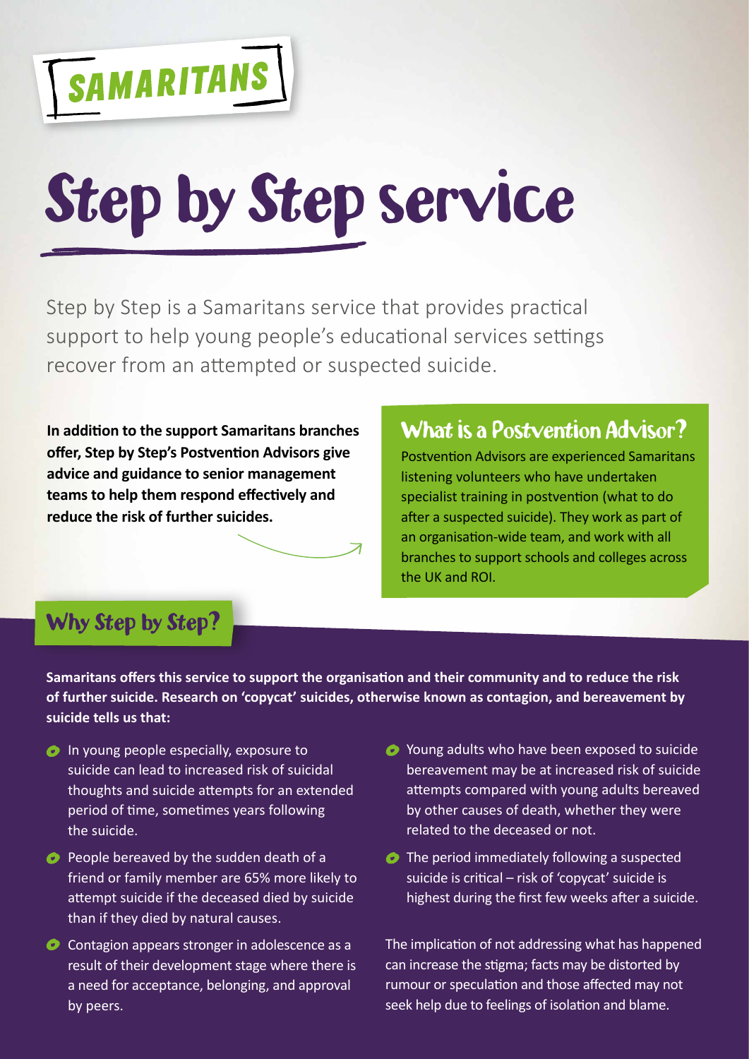SAMARITANS

# Step by Step service

Step by Step is a Samaritans service that provides practical support to help young people's educational services settings recover from an attempted or suspected suicide.

**In addition to the support Samaritans branches offer, Step by Step's Postvention Advisors give advice and guidance to senior management teams to help them respond effectively and reduce the risk of further suicides.**

## What is a Postvention Advisor?

Postvention Advisors are experienced Samaritans listening volunteers who have undertaken specialist training in postvention (what to do after a suspected suicide). They work as part of an organisation-wide team, and work with all branches to support schools and colleges across the UK and ROI.

## Why Step by Step?

**Samaritans offers this service to support the organisation and their community and to reduce the risk of further suicide. Research on 'copycat' suicides, otherwise known as contagion, and bereavement by suicide tells us that:**

- In young people especially, exposure to suicide can lead to increased risk of suicidal thoughts and suicide attempts for an extended period of time, sometimes years following the suicide.
- People bereaved by the sudden death of a friend or family member are 65% more likely to attempt suicide if the deceased died by suicide than if they died by natural causes.
- Contagion appears stronger in adolescence as a result of their development stage where there is a need for acceptance, belonging, and approval by peers.
- Young adults who have been exposed to suicide bereavement may be at increased risk of suicide attempts compared with young adults bereaved by other causes of death, whether they were related to the deceased or not.
- The period immediately following a suspected suicide is critical – risk of 'copycat' suicide is highest during the first few weeks after a suicide.

The implication of not addressing what has happened can increase the stigma; facts may be distorted by rumour or speculation and those affected may not seek help due to feelings of isolation and blame.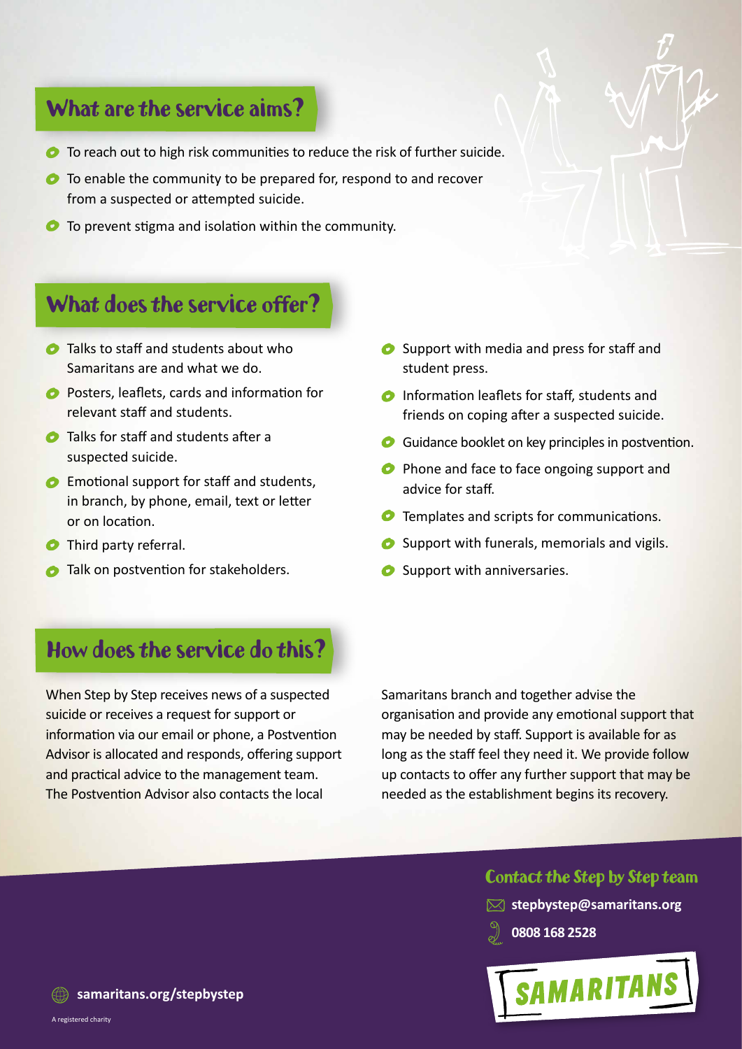## What are the service aims?

- To reach out to high risk communities to reduce the risk of further suicide.
- To enable the community to be prepared for, respond to and recover from a suspected or attempted suicide.
- To prevent stigma and isolation within the community.

## What does the service offer?

- Talks to staff and students about who Samaritans are and what we do.
- Posters, leaflets, cards and information for relevant staff and students.
- Talks for staff and students after a suspected suicide.
- Emotional support for staff and students, in branch, by phone, email, text or letter or on location.
- Third party referral.
- Talk on postvention for stakeholders.
- Support with media and press for staff and student press.
- Information leaflets for staff, students and friends on coping after a suspected suicide.
- Guidance booklet on key principles in postvention.
- Phone and face to face ongoing support and advice for staff.
- Templates and scripts for communications.
- Support with funerals, memorials and vigils.
- Support with anniversaries.

## How does the service do this?

When Step by Step receives news of a suspected suicide or receives a request for support or information via our email or phone, a Postvention Advisor is allocated and responds, offering support and practical advice to the management team. The Postvention Advisor also contacts the local Samaritans branch and together advise the organisation and provide any emotional support that may be needed by staff. Support is available for as long as the staff feel they need it. We provide follow up contacts to offer any further support that may be needed as the establishment begins its recovery.

### Contact the Step by Step team

**stepbystep@samaritans.org**

**0808 168 2528**

SAMARITANS

**samaritans.org/stepbystep**

A registered charity